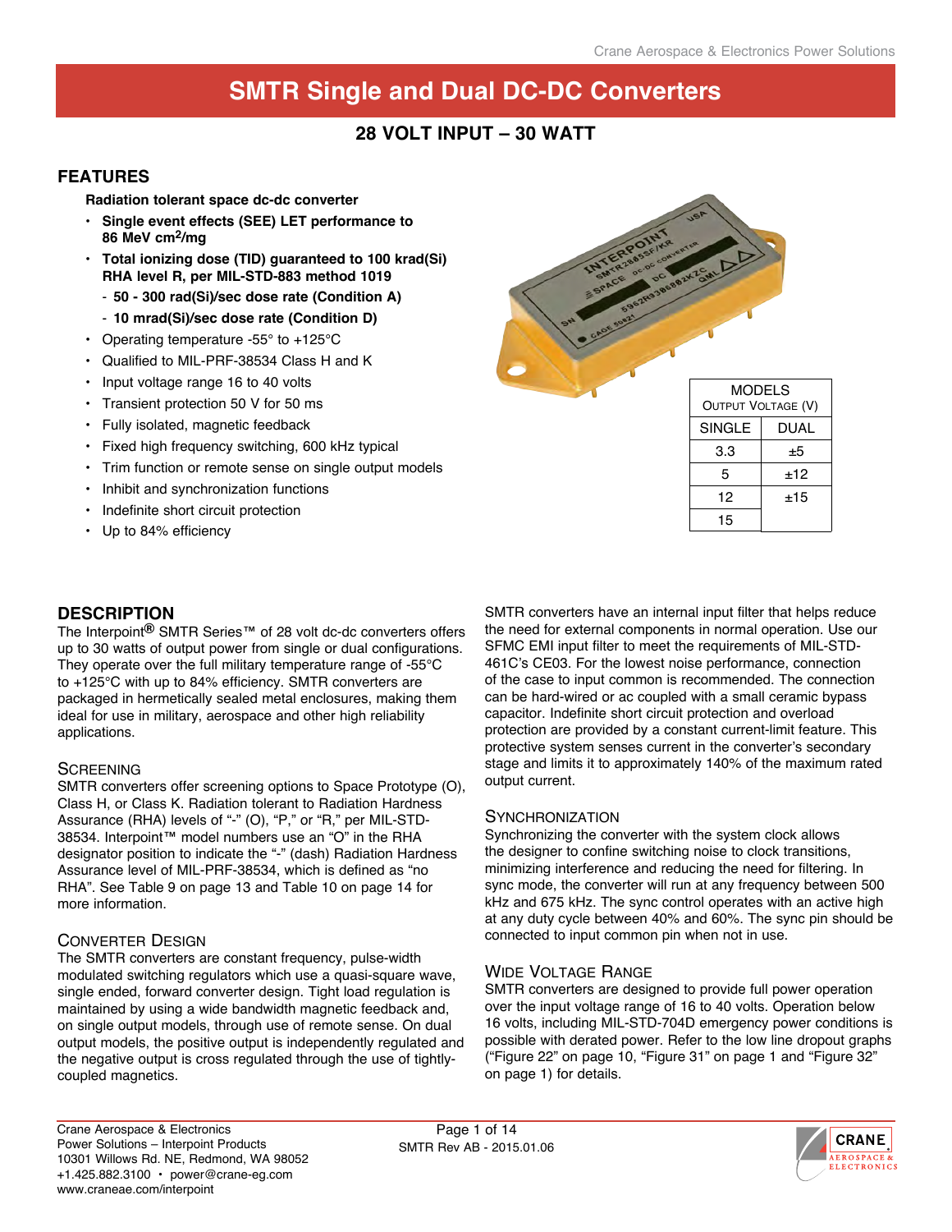# SMTR Single and Dual DC-DC Converters

## 28 VOLT INPUT – 30 WATT

## FEATURES

**Radiation tolerant space dc-dc converter**

- **Single event effects (SEE) LET performance to 86 MeV cm$^2$/mg**
- **Total ionizing dose (TID) guaranteed to 100 krad(Si) RHA level R, per MIL-STD-883 method 1019**
  - **50 - 300 rad(Si)/sec dose rate (Condition A)**
  - **10 mrad(Si)/sec dose rate (Condition D)**
- Operating temperature -55° to +125°C
- Qualified to MIL-PRF-38534 Class H and K
- Input voltage range 16 to 40 volts
- Transient protection 50 V for 50 ms
- Fully isolated, magnetic feedback
- Fixed high frequency switching, 600 kHz typical
- Trim function or remote sense on single output models
- Inhibit and synchronization functions
- Indefinite short circuit protection
- Up to 84% efficiency

| MODELS Output Voltage (V) | |
|---|---|
| SINGLE | DUAL |
| 3.3 | ±5 |
| 5 | ±12 |
| 12 | ±15 |
| 15 | |

## DESCRIPTION

The Interpoint® SMTR Series™ of 28 volt dc-dc converters offers up to 30 watts of output power from single or dual configurations. They operate over the full military temperature range of -55°C to +125°C with up to 84% efficiency. SMTR converters are packaged in hermetically sealed metal enclosures, making them ideal for use in military, aerospace and other high reliability applications.

### Screening

SMTR converters offer screening options to Space Prototype (O), Class H, or Class K. Radiation tolerant to Radiation Hardness Assurance (RHA) levels of "-" (O), "P," or "R," per MIL-STD-38534. Interpoint™ model numbers use an "O" in the RHA designator position to indicate the "-" (dash) Radiation Hardness Assurance level of MIL-PRF-38534, which is defined as "no RHA". See Table 9 on page 13 and Table 10 on page 14 for more information.

### Converter Design

The SMTR converters are constant frequency, pulse-width modulated switching regulators which use a quasi-square wave, single ended, forward converter design. Tight load regulation is maintained by using a wide bandwidth magnetic feedback and, on single output models, through use of remote sense. On dual output models, the positive output is independently regulated and the negative output is cross regulated through the use of tightly-coupled magnetics.

SMTR converters have an internal input filter that helps reduce the need for external components in normal operation. Use our SFMC EMI input filter to meet the requirements of MIL-STD-461C's CE03. For the lowest noise performance, connection of the case to input common is recommended. The connection can be hard-wired or ac coupled with a small ceramic bypass capacitor. Indefinite short circuit protection and overload protection are provided by a constant current-limit feature. This protective system senses current in the converter's secondary stage and limits it to approximately 140% of the maximum rated output current.

### Synchronization

Synchronizing the converter with the system clock allows the designer to confine switching noise to clock transitions, minimizing interference and reducing the need for filtering. In sync mode, the converter will run at any frequency between 500 kHz and 675 kHz. The sync control operates with an active high at any duty cycle between 40% and 60%. The sync pin should be connected to input common pin when not in use.

### Wide Voltage Range

SMTR converters are designed to provide full power operation over the input voltage range of 16 to 40 volts. Operation below 16 volts, including MIL-STD-704D emergency power conditions is possible with derated power. Refer to the low line dropout graphs ("Figure 22" on page 10, "Figure 31" on page 1 and "Figure 32" on page 1) for details.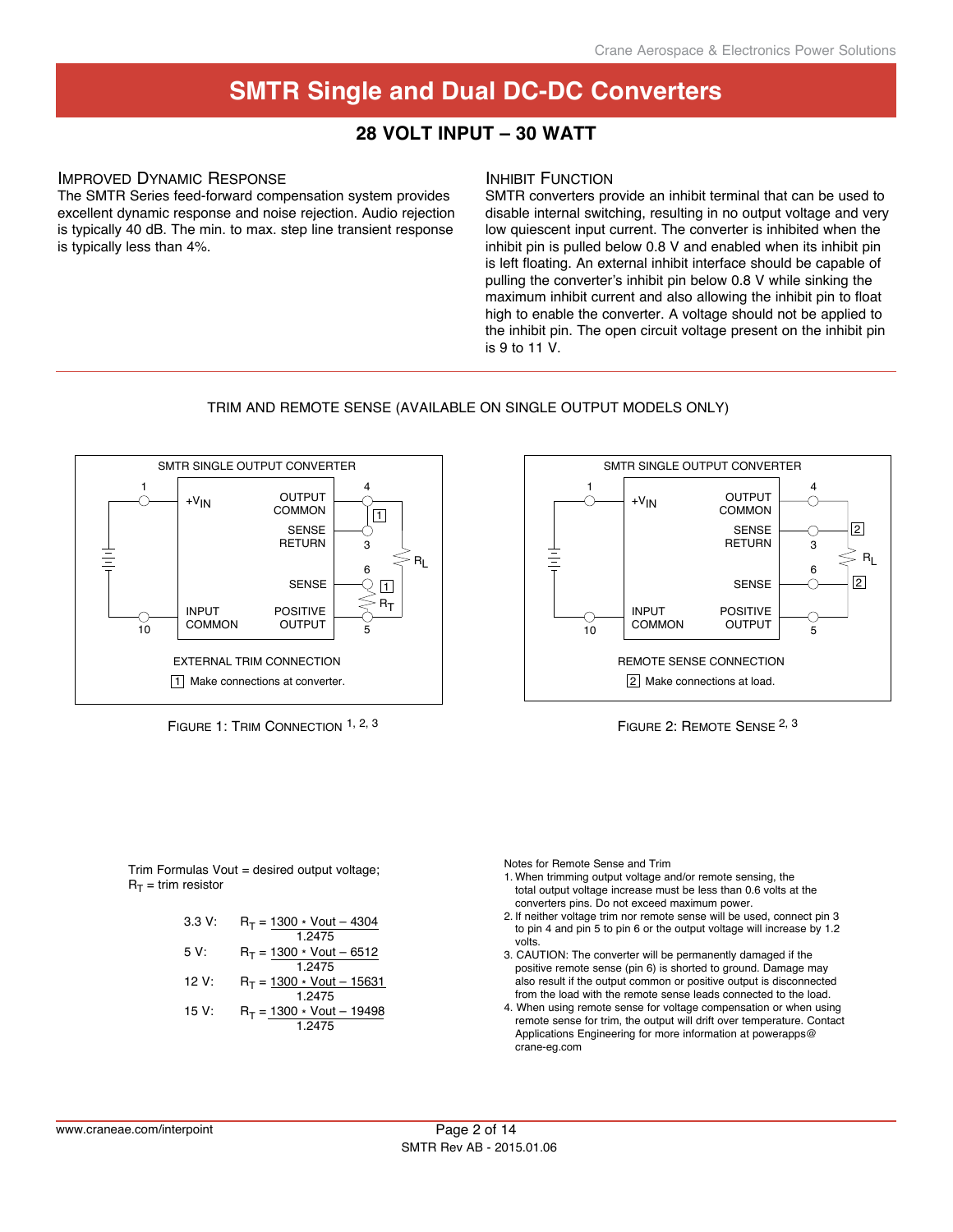# SMTR Single and Dual DC-DC Converters

## 28 VOLT INPUT – 30 WATT

### Improved Dynamic Response

The SMTR Series feed-forward compensation system provides excellent dynamic response and noise rejection. Audio rejection is typically 40 dB. The min. to max. step line transient response is typically less than 4%.

### Inhibit Function

SMTR converters provide an inhibit terminal that can be used to disable internal switching, resulting in no output voltage and very low quiescent input current. The converter is inhibited when the inhibit pin is pulled below 0.8 V and enabled when its inhibit pin is left floating. An external inhibit interface should be capable of pulling the converter's inhibit pin below 0.8 V while sinking the maximum inhibit current and also allowing the inhibit pin to float high to enable the converter. A voltage should not be applied to the inhibit pin. The open circuit voltage present on the inhibit pin is 9 to 11 V.

### TRIM AND REMOTE SENSE (AVAILABLE ON SINGLE OUTPUT MODELS ONLY)

SMTR SINGLE OUTPUT CONVERTER

1 $+V_{IN}$ — OUTPUT COMMON 4
SENSE RETURN 3
SENSE 6
10 INPUT COMMON — POSITIVE OUTPUT 5
$R_L$, $R_T$

EXTERNAL TRIM CONNECTION

[1] Make connections at converter.

FIGURE 1: TRIM CONNECTION [1, 2, 3]

SMTR SINGLE OUTPUT CONVERTER

1 $+V_{IN}$ — OUTPUT COMMON 4
SENSE RETURN 3
SENSE 6
10 INPUT COMMON — POSITIVE OUTPUT 5
$R_L$

REMOTE SENSE CONNECTION

[2] Make connections at load.

FIGURE 2: REMOTE SENSE [2, 3]

Trim Formulas Vout = desired output voltage; $R_T$ = trim resistor

3.3 V: $$R_T = \frac{1300 * Vout - 4304}{1.2475}$$

5 V: $$R_T = \frac{1300 * Vout - 6512}{1.2475}$$

12 V: $$R_T = \frac{1300 * Vout - 15631}{1.2475}$$

15 V: $$R_T = \frac{1300 * Vout - 19498}{1.2475}$$

Notes for Remote Sense and Trim

1. When trimming output voltage and/or remote sensing, the total output voltage increase must be less than 0.6 volts at the converters pins. Do not exceed maximum power.
2. If neither voltage trim nor remote sense will be used, connect pin 3 to pin 4 and pin 5 to pin 6 or the output voltage will increase by 1.2 volts.
3. CAUTION: The converter will be permanently damaged if the positive remote sense (pin 6) is shorted to ground. Damage may also result if the output common or positive output is disconnected from the load with the remote sense leads connected to the load.
4. When using remote sense for voltage compensation or when using remote sense for trim, the output will drift over temperature. Contact Applications Engineering for more information at powerapps@crane-eg.com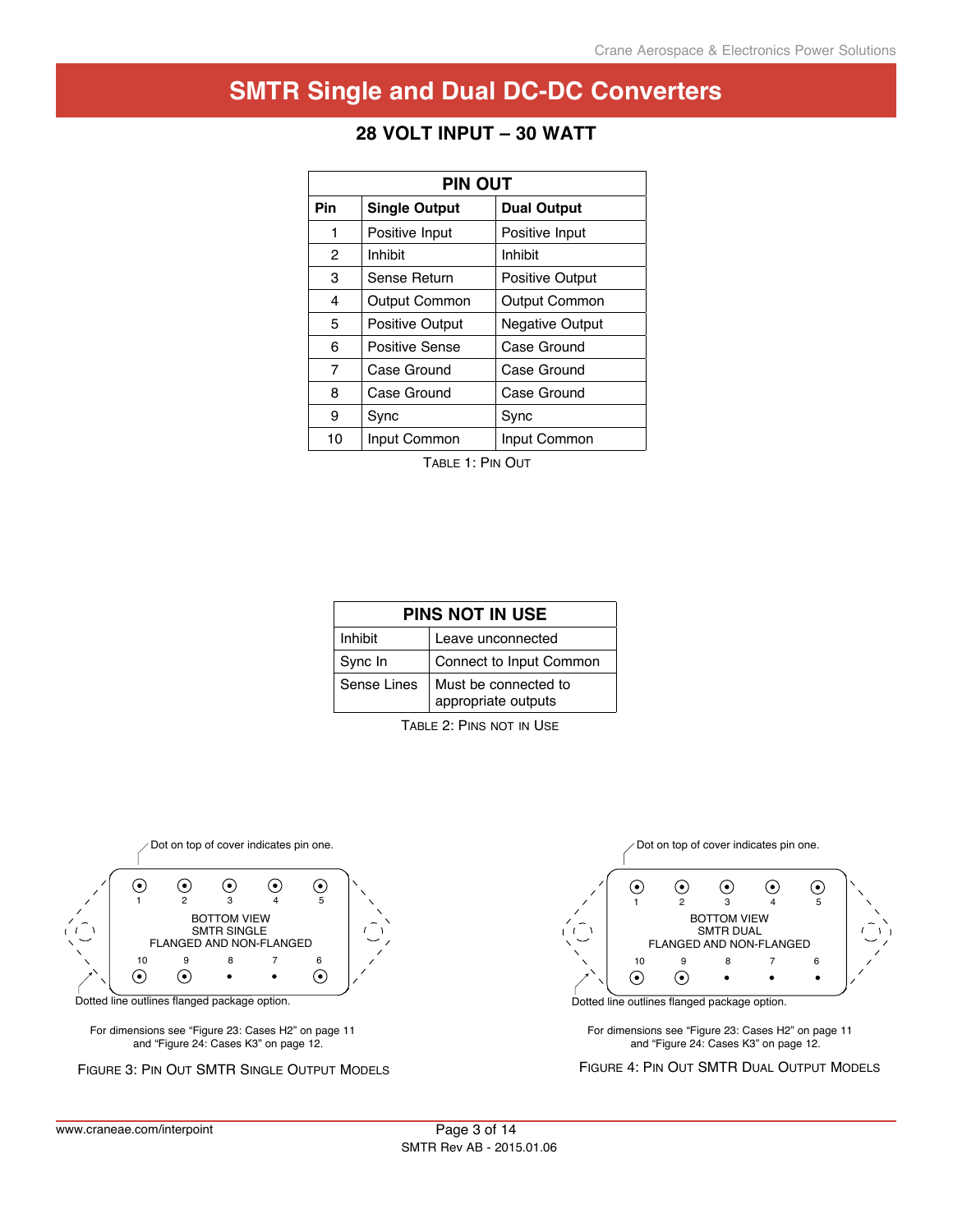# SMTR Single and Dual DC-DC Converters

## 28 VOLT INPUT – 30 WATT

| PIN OUT | | |
|---|---|---|
| **Pin** | **Single Output** | **Dual Output** |
| 1 | Positive Input | Positive Input |
| 2 | Inhibit | Inhibit |
| 3 | Sense Return | Positive Output |
| 4 | Output Common | Output Common |
| 5 | Positive Output | Negative Output |
| 6 | Positive Sense | Case Ground |
| 7 | Case Ground | Case Ground |
| 8 | Case Ground | Case Ground |
| 9 | Sync | Sync |
| 10 | Input Common | Input Common |

TABLE 1: PIN OUT

| PINS NOT IN USE | |
|---|---|
| Inhibit | Leave unconnected |
| Sync In | Connect to Input Common |
| Sense Lines | Must be connected to appropriate outputs |

TABLE 2: PINS NOT IN USE

Dot on top of cover indicates pin one.

BOTTOM VIEW
SMTR SINGLE
FLANGED AND NON-FLANGED

Pins (top row): 1, 2, 3, 4, 5
Pins (bottom row): 10, 9, 8, 7, 6

Dotted line outlines flanged package option.

For dimensions see "Figure 23: Cases H2" on page 11 and "Figure 24: Cases K3" on page 12.

FIGURE 3: PIN OUT SMTR SINGLE OUTPUT MODELS

Dot on top of cover indicates pin one.

BOTTOM VIEW
SMTR DUAL
FLANGED AND NON-FLANGED

Pins (top row): 1, 2, 3, 4, 5
Pins (bottom row): 10, 9, 8, 7, 6

Dotted line outlines flanged package option.

For dimensions see "Figure 23: Cases H2" on page 11 and "Figure 24: Cases K3" on page 12.

FIGURE 4: PIN OUT SMTR DUAL OUTPUT MODELS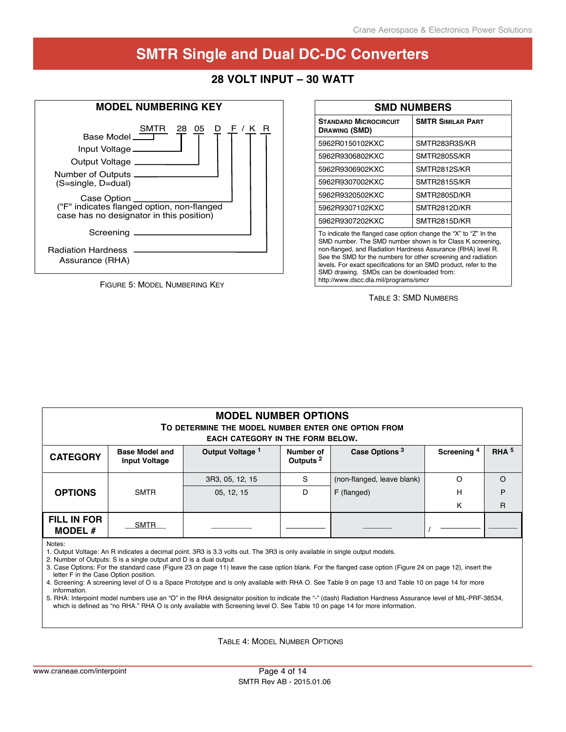# SMTR Single and Dual DC-DC Converters

## 28 VOLT INPUT – 30 WATT

### MODEL NUMBERING KEY

SMTR 28 05 D F / K R

- Base Model — SMTR
- Input Voltage — 28
- Output Voltage — 05
- Number of Outputs (S=single, D=dual) — D
- Case Option ("F" indicates flanged option, non-flanged case has no designator in this position) — F
- Screening — K
- Radiation Hardness Assurance (RHA) — R

FIGURE 5: MODEL NUMBERING KEY

### SMD NUMBERS

| Standard Microcircuit Drawing (SMD) | SMTR Similar Part |
|---|---|
| 5962R0150102KXC | SMTR283R3S/KR |
| 5962R9306802KXC | SMTR2805S/KR |
| 5962R9306902KXC | SMTR2812S/KR |
| 5962R9307002KXC | SMTR2815S/KR |
| 5962R9320502KXC | SMTR2805D/KR |
| 5962R9307102KXC | SMTR2812D/KR |
| 5962R9307202KXC | SMTR2815D/KR |

To indicate the flanged case option change the "X" to "Z" In the SMD number. The SMD number shown is for Class K screening, non-flanged, and Radiation Hardness Assurance (RHA) level R. See the SMD for the numbers for other screening and radiation levels. For exact specifications for an SMD product, refer to the SMD drawing. SMDs can be downloaded from: http://www.dscc.dla.mil/programs/smcr

TABLE 3: SMD NUMBERS

### MODEL NUMBER OPTIONS

**TO DETERMINE THE MODEL NUMBER ENTER ONE OPTION FROM EACH CATEGORY IN THE FORM BELOW.**

| CATEGORY | Base Model and Input Voltage | Output Voltage [1] | Number of Outputs [2] | Case Options [3] | Screening [4] | RHA [5] |
|---|---|---|---|---|---|---|
| OPTIONS | SMTR | 3R3, 05, 12, 15 | S | (non-flanged, leave blank) | O | O |
| | | 05, 12, 15 | D | F (flanged) | H | P |
| | | | | | K | R |
| FILL IN FOR MODEL # | SMTR | ______ | ______ | ______ | / ______ | ______ |

Notes:

1. Output Voltage: An R indicates a decimal point. 3R3 is 3.3 volts out. The 3R3 is only available in single output models.
2. Number of Outputs: S is a single output and D is a dual output
3. Case Options: For the standard case (Figure 23 on page 11) leave the case option blank. For the flanged case option (Figure 24 on page 12), insert the letter F in the Case Option position.
4. Screening: A screening level of O is a Space Prototype and is only available with RHA O. See Table 9 on page 13 and Table 10 on page 14 for more information.
5. RHA: Interpoint model numbers use an "O" in the RHA designator position to indicate the "-" (dash) Radiation Hardness Assurance level of MIL-PRF-38534, which is defined as "no RHA." RHA O is only available with Screening level O. See Table 10 on page 14 for more information.

TABLE 4: MODEL NUMBER OPTIONS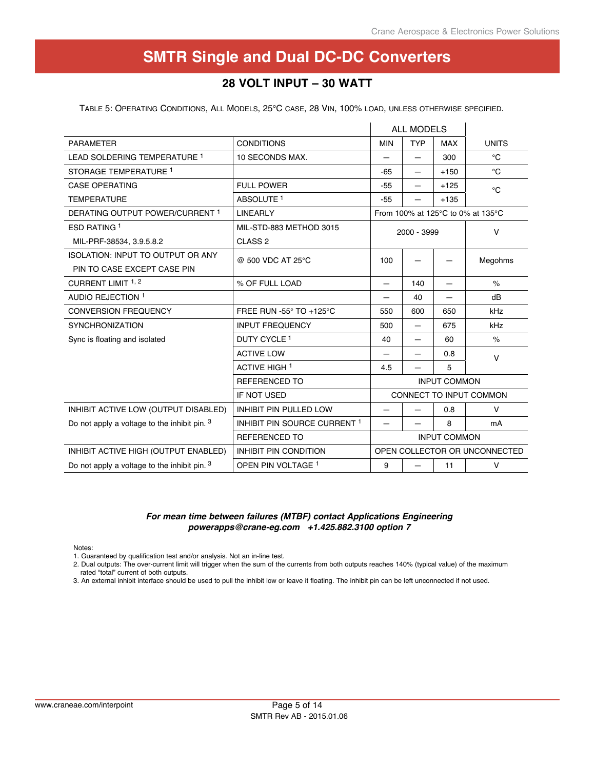# SMTR Single and Dual DC-DC Converters

## 28 VOLT INPUT – 30 WATT

TABLE 5: OPERATING CONDITIONS, ALL MODELS, 25°C CASE, 28 VIN, 100% LOAD, UNLESS OTHERWISE SPECIFIED.

| | | ALL MODELS | | | |
|---|---|---|---|---|---|
| PARAMETER | CONDITIONS | MIN | TYP | MAX | UNITS |
| LEAD SOLDERING TEMPERATURE [1] | 10 SECONDS MAX. | — | — | 300 | °C |
| STORAGE TEMPERATURE [1] | | -65 | — | +150 | °C |
| CASE OPERATING TEMPERATURE | FULL POWER | -55 | — | +125 | °C |
| | ABSOLUTE [1] | -55 | — | +135 | °C |
| DERATING OUTPUT POWER/CURRENT [1] | LINEARLY | From 100% at 125°C to 0% at 135°C | | | |
| ESD RATING [1] MIL-PRF-38534, 3.9.5.8.2 | MIL-STD-883 METHOD 3015 CLASS 2 | 2000 - 3999 | | | V |
| ISOLATION: INPUT TO OUTPUT OR ANY PIN TO CASE EXCEPT CASE PIN | @ 500 VDC AT 25°C | 100 | — | — | Megohms |
| CURRENT LIMIT [1, 2] | % OF FULL LOAD | — | 140 | — | % |
| AUDIO REJECTION [1] | | — | 40 | — | dB |
| CONVERSION FREQUENCY | FREE RUN -55° TO +125°C | 550 | 600 | 650 | kHz |
| SYNCHRONIZATION | INPUT FREQUENCY | 500 | — | 675 | kHz |
| Sync is floating and isolated | DUTY CYCLE [1] | 40 | — | 60 | % |
| | ACTIVE LOW | — | — | 0.8 | V |
| | ACTIVE HIGH [1] | 4.5 | — | 5 | V |
| | REFERENCED TO | INPUT COMMON | | | |
| | IF NOT USED | CONNECT TO INPUT COMMON | | | |
| INHIBIT ACTIVE LOW (OUTPUT DISABLED) | INHIBIT PIN PULLED LOW | — | — | 0.8 | V |
| Do not apply a voltage to the inhibit pin. [3] | INHIBIT PIN SOURCE CURRENT [1] | — | — | 8 | mA |
| | REFERENCED TO | INPUT COMMON | | | |
| INHIBIT ACTIVE HIGH (OUTPUT ENABLED) | INHIBIT PIN CONDITION | OPEN COLLECTOR OR UNCONNECTED | | | |
| Do not apply a voltage to the inhibit pin. [3] | OPEN PIN VOLTAGE [1] | 9 | — | 11 | V |

***For mean time between failures (MTBF) contact Applications Engineering***
***powerapps@crane-eg.com +1.425.882.3100 option 7***

Notes:
1. Guaranteed by qualification test and/or analysis. Not an in-line test.
2. Dual outputs: The over-current limit will trigger when the sum of the currents from both outputs reaches 140% (typical value) of the maximum rated "total" current of both outputs.
3. An external inhibit interface should be used to pull the inhibit low or leave it floating. The inhibit pin can be left unconnected if not used.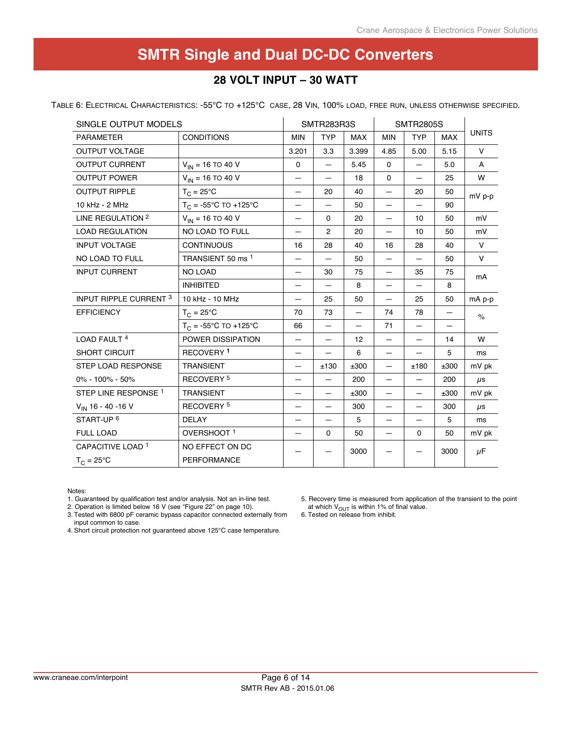# SMTR Single and Dual DC-DC Converters

## 28 VOLT INPUT – 30 WATT

TABLE 6: ELECTRICAL CHARACTERISTICS: -55°C TO +125°C CASE, 28 VIN, 100% LOAD, FREE RUN, UNLESS OTHERWISE SPECIFIED.

| SINGLE OUTPUT MODELS | | SMTR283R3S | | | SMTR2805S | | | UNITS |
|---|---|---|---|---|---|---|---|---|
| PARAMETER | CONDITIONS | MIN | TYP | MAX | MIN | TYP | MAX | |
| OUTPUT VOLTAGE | | 3.201 | 3.3 | 3.399 | 4.85 | 5.00 | 5.15 | V |
| OUTPUT CURRENT | $V_{IN}$ = 16 TO 40 V | 0 | — | 5.45 | 0 | — | 5.0 | A |
| OUTPUT POWER | $V_{IN}$ = 16 TO 40 V | — | — | 18 | 0 | — | 25 | W |
| OUTPUT RIPPLE | $T_C$ = 25°C | — | 20 | 40 | — | 20 | 50 | mV p-p |
| 10 kHz - 2 MHz | $T_C$ = -55°C TO +125°C | — | — | 50 | — | — | 90 | |
| LINE REGULATION [2] | $V_{IN}$ = 16 TO 40 V | — | 0 | 20 | — | 10 | 50 | mV |
| LOAD REGULATION | NO LOAD TO FULL | — | 2 | 20 | — | 10 | 50 | mV |
| INPUT VOLTAGE | CONTINUOUS | 16 | 28 | 40 | 16 | 28 | 40 | V |
| NO LOAD TO FULL | TRANSIENT 50 ms [1] | — | — | 50 | — | — | 50 | V |
| INPUT CURRENT | NO LOAD | — | 30 | 75 | — | 35 | 75 | mA |
| | INHIBITED | — | — | 8 | — | — | 8 | |
| INPUT RIPPLE CURRENT [3] | 10 kHz - 10 MHz | — | 25 | 50 | — | 25 | 50 | mA p-p |
| EFFICIENCY | $T_C$ = 25°C | 70 | 73 | — | 74 | 78 | — | % |
| | $T_C$ = -55°C TO +125°C | 66 | — | — | 71 | — | — | |
| LOAD FAULT [4] | POWER DISSIPATION | — | — | 12 | — | — | 14 | W |
| SHORT CIRCUIT | RECOVERY [1] | — | — | 6 | — | — | 5 | ms |
| STEP LOAD RESPONSE | TRANSIENT | — | ±130 | ±300 | — | ±180 | ±300 | mV pk |
| 0% - 100% - 50% | RECOVERY [5] | — | — | 200 | — | — | 200 | μs |
| STEP LINE RESPONSE [1] | TRANSIENT | — | — | ±300 | — | — | ±300 | mV pk |
| $V_{IN}$ 16 - 40 -16 V | RECOVERY [5] | — | — | 300 | — | — | 300 | μs |
| START-UP [6] | DELAY | — | — | 5 | — | — | 5 | ms |
| FULL LOAD | OVERSHOOT [1] | — | 0 | 50 | — | 0 | 50 | mV pk |
| CAPACITIVE LOAD [1] $T_C$ = 25°C | NO EFFECT ON DC PERFORMANCE | — | — | 3000 | — | — | 3000 | μF |

Notes:
1. Guaranteed by qualification test and/or analysis. Not an in-line test.
2. Operation is limited below 16 V (see "Figure 22" on page 10).
3. Tested with 6800 pF ceramic bypass capacitor connected externally from input common to case.
4. Short circuit protection not guaranteed above 125°C case temperature.
5. Recovery time is measured from application of the transient to the point at which $V_{OUT}$ is within 1% of final value.
6. Tested on release from inhibit.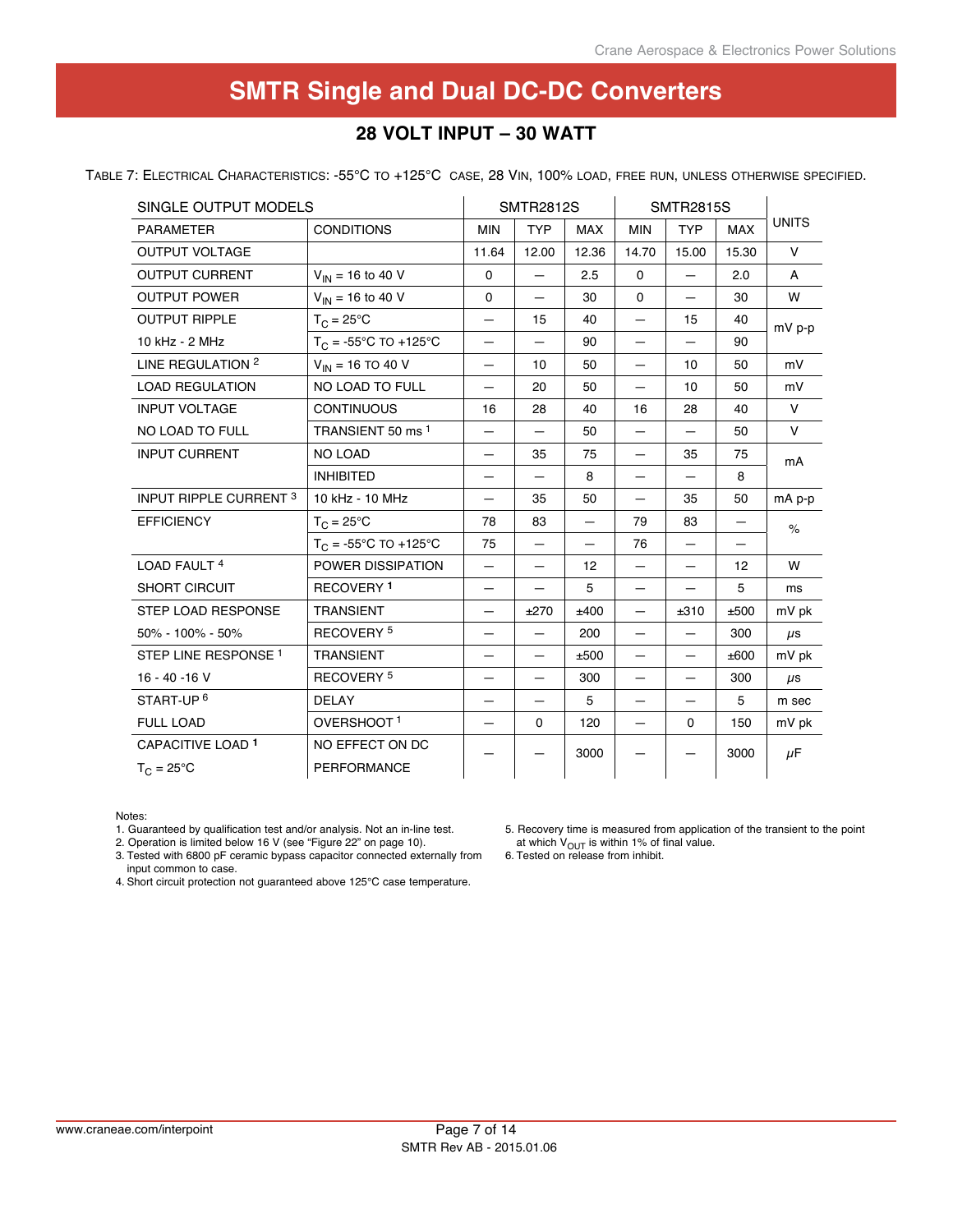# SMTR Single and Dual DC-DC Converters

## 28 VOLT INPUT – 30 WATT

TABLE 7: ELECTRICAL CHARACTERISTICS: -55°C TO +125°C CASE, 28 VIN, 100% LOAD, FREE RUN, UNLESS OTHERWISE SPECIFIED.

| SINGLE OUTPUT MODELS | | SMTR2812S | | | SMTR2815S | | | UNITS |
|---|---|---|---|---|---|---|---|---|
| PARAMETER | CONDITIONS | MIN | TYP | MAX | MIN | TYP | MAX | |
| OUTPUT VOLTAGE | | 11.64 | 12.00 | 12.36 | 14.70 | 15.00 | 15.30 | V |
| OUTPUT CURRENT | $V_{IN}$ = 16 to 40 V | 0 | — | 2.5 | 0 | — | 2.0 | A |
| OUTPUT POWER | $V_{IN}$ = 16 to 40 V | 0 | — | 30 | 0 | — | 30 | W |
| OUTPUT RIPPLE | $T_C$ = 25°C | — | 15 | 40 | — | 15 | 40 | mV p-p |
| 10 kHz - 2 MHz | $T_C$ = -55°C TO +125°C | — | — | 90 | — | — | 90 | mV p-p |
| LINE REGULATION [2] | $V_{IN}$ = 16 TO 40 V | — | 10 | 50 | — | 10 | 50 | mV |
| LOAD REGULATION | NO LOAD TO FULL | — | 20 | 50 | — | 10 | 50 | mV |
| INPUT VOLTAGE | CONTINUOUS | 16 | 28 | 40 | 16 | 28 | 40 | V |
| NO LOAD TO FULL | TRANSIENT 50 ms [1] | — | — | 50 | — | — | 50 | V |
| INPUT CURRENT | NO LOAD | — | 35 | 75 | — | 35 | 75 | mA |
| | INHIBITED | — | — | 8 | — | — | 8 | mA |
| INPUT RIPPLE CURRENT [3] | 10 kHz - 10 MHz | — | 35 | 50 | — | 35 | 50 | mA p-p |
| EFFICIENCY | $T_C$ = 25°C | 78 | 83 | — | 79 | 83 | — | % |
| | $T_C$ = -55°C TO +125°C | 75 | — | — | 76 | — | — | % |
| LOAD FAULT [4] | POWER DISSIPATION | — | — | 12 | — | — | 12 | W |
| SHORT CIRCUIT | RECOVERY [1] | — | — | 5 | — | — | 5 | ms |
| STEP LOAD RESPONSE | TRANSIENT | — | ±270 | ±400 | — | ±310 | ±500 | mV pk |
| 50% - 100% - 50% | RECOVERY [5] | — | — | 200 | — | — | 300 | μs |
| STEP LINE RESPONSE [1] | TRANSIENT | — | — | ±500 | — | — | ±600 | mV pk |
| 16 - 40 -16 V | RECOVERY [5] | — | — | 300 | — | — | 300 | μs |
| START-UP [6] | DELAY | — | — | 5 | — | — | 5 | m sec |
| FULL LOAD | OVERSHOOT [1] | — | 0 | 120 | — | 0 | 150 | mV pk |
| CAPACITIVE LOAD [1] $T_C$ = 25°C | NO EFFECT ON DC PERFORMANCE | — | — | 3000 | — | — | 3000 | μF |

Notes:
1. Guaranteed by qualification test and/or analysis. Not an in-line test.
2. Operation is limited below 16 V (see "Figure 22" on page 10).
3. Tested with 6800 pF ceramic bypass capacitor connected externally from input common to case.
4. Short circuit protection not guaranteed above 125°C case temperature.
5. Recovery time is measured from application of the transient to the point at which $V_{OUT}$ is within 1% of final value.
6. Tested on release from inhibit.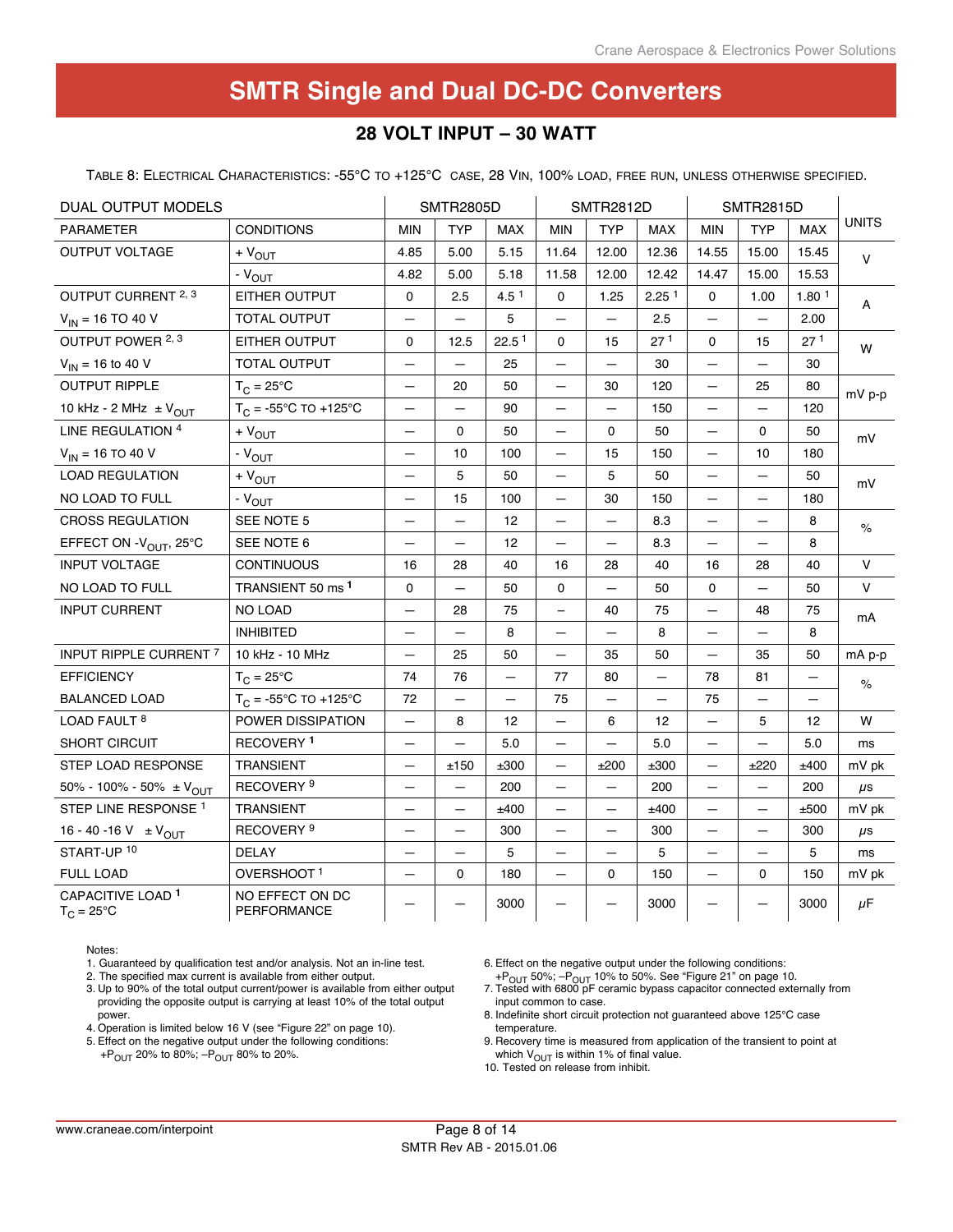# SMTR Single and Dual DC-DC Converters

## 28 VOLT INPUT – 30 WATT

TABLE 8: ELECTRICAL CHARACTERISTICS: -55°C TO +125°C CASE, 28 VIN, 100% LOAD, FREE RUN, UNLESS OTHERWISE SPECIFIED.

| DUAL OUTPUT MODELS | | SMTR2805D | | | SMTR2812D | | | SMTR2815D | | | UNITS |
|---|---|---|---|---|---|---|---|---|---|---|---|
| PARAMETER | CONDITIONS | MIN | TYP | MAX | MIN | TYP | MAX | MIN | TYP | MAX | |
| OUTPUT VOLTAGE | + $V_{OUT}$ | 4.85 | 5.00 | 5.15 | 11.64 | 12.00 | 12.36 | 14.55 | 15.00 | 15.45 | V |
| | - $V_{OUT}$ | 4.82 | 5.00 | 5.18 | 11.58 | 12.00 | 12.42 | 14.47 | 15.00 | 15.53 | |
| OUTPUT CURRENT [2, 3] | EITHER OUTPUT | 0 | 2.5 | 4.5 [1] | 0 | 1.25 | 2.25 [1] | 0 | 1.00 | 1.80 [1] | A |
| $V_{IN}$ = 16 TO 40 V | TOTAL OUTPUT | — | — | 5 | — | — | 2.5 | — | — | 2.00 | |
| OUTPUT POWER [2, 3] | EITHER OUTPUT | 0 | 12.5 | 22.5 [1] | 0 | 15 | 27 [1] | 0 | 15 | 27 [1] | W |
| $V_{IN}$ = 16 to 40 V | TOTAL OUTPUT | — | — | 25 | — | — | 30 | — | — | 30 | |
| OUTPUT RIPPLE | $T_C$ = 25°C | — | 20 | 50 | — | 30 | 120 | — | 25 | 80 | mV p-p |
| 10 kHz - 2 MHz ± $V_{OUT}$ | $T_C$ = -55°C TO +125°C | — | — | 90 | — | — | 150 | — | — | 120 | |
| LINE REGULATION [4] | + $V_{OUT}$ | — | 0 | 50 | — | 0 | 50 | — | 0 | 50 | mV |
| $V_{IN}$ = 16 TO 40 V | - $V_{OUT}$ | — | 10 | 100 | — | 15 | 150 | — | 10 | 180 | |
| LOAD REGULATION | + $V_{OUT}$ | — | 5 | 50 | — | 5 | 50 | — | — | 50 | mV |
| NO LOAD TO FULL | - $V_{OUT}$ | — | 15 | 100 | — | 30 | 150 | — | — | 180 | |
| CROSS REGULATION | SEE NOTE 5 | — | — | 12 | — | — | 8.3 | — | — | 8 | % |
| EFFECT ON -$V_{OUT}$, 25°C | SEE NOTE 6 | — | — | 12 | — | — | 8.3 | — | — | 8 | |
| INPUT VOLTAGE | CONTINUOUS | 16 | 28 | 40 | 16 | 28 | 40 | 16 | 28 | 40 | V |
| NO LOAD TO FULL | TRANSIENT 50 ms [1] | 0 | — | 50 | 0 | — | 50 | 0 | — | 50 | V |
| INPUT CURRENT | NO LOAD | — | 28 | 75 | — | 40 | 75 | — | 48 | 75 | mA |
| | INHIBITED | — | — | 8 | — | — | 8 | — | — | 8 | |
| INPUT RIPPLE CURRENT [7] | 10 kHz - 10 MHz | — | 25 | 50 | — | 35 | 50 | — | 35 | 50 | mA p-p |
| EFFICIENCY | $T_C$ = 25°C | 74 | 76 | — | 77 | 80 | — | 78 | 81 | — | % |
| BALANCED LOAD | $T_C$ = -55°C TO +125°C | 72 | — | — | 75 | — | — | 75 | — | — | |
| LOAD FAULT [8] | POWER DISSIPATION | — | 8 | 12 | — | 6 | 12 | — | 5 | 12 | W |
| SHORT CIRCUIT | RECOVERY [1] | — | — | 5.0 | — | — | 5.0 | — | — | 5.0 | ms |
| STEP LOAD RESPONSE | TRANSIENT | — | ±150 | ±300 | — | ±200 | ±300 | — | ±220 | ±400 | mV pk |
| 50% - 100% - 50% ± $V_{OUT}$ | RECOVERY [9] | — | — | 200 | — | — | 200 | — | — | 200 | µs |
| STEP LINE RESPONSE [1] | TRANSIENT | — | — | ±400 | — | — | ±400 | — | — | ±500 | mV pk |
| 16 - 40 -16 V ± $V_{OUT}$ | RECOVERY [9] | — | — | 300 | — | — | 300 | — | — | 300 | µs |
| START-UP [10] | DELAY | — | — | 5 | — | — | 5 | — | — | 5 | ms |
| FULL LOAD | OVERSHOOT [1] | — | 0 | 180 | — | 0 | 150 | — | 0 | 150 | mV pk |
| CAPACITIVE LOAD [1] $T_C$ = 25°C | NO EFFECT ON DC PERFORMANCE | — | — | 3000 | — | — | 3000 | — | — | 3000 | µF |

Notes:

1. Guaranteed by qualification test and/or analysis. Not an in-line test.
2. The specified max current is available from either output.
3. Up to 90% of the total output current/power is available from either output providing the opposite output is carrying at least 10% of the total output power.
4. Operation is limited below 16 V (see "Figure 22" on page 10).
5. Effect on the negative output under the following conditions: +$P_{OUT}$ 20% to 80%; –$P_{OUT}$ 80% to 20%.
6. Effect on the negative output under the following conditions: +$P_{OUT}$ 50%; –$P_{OUT}$ 10% to 50%. See "Figure 21" on page 10.
7. Tested with 6800 pF ceramic bypass capacitor connected externally from input common to case.
8. Indefinite short circuit protection not guaranteed above 125°C case temperature.
9. Recovery time is measured from application of the transient to point at which $V_{OUT}$ is within 1% of final value.
10. Tested on release from inhibit.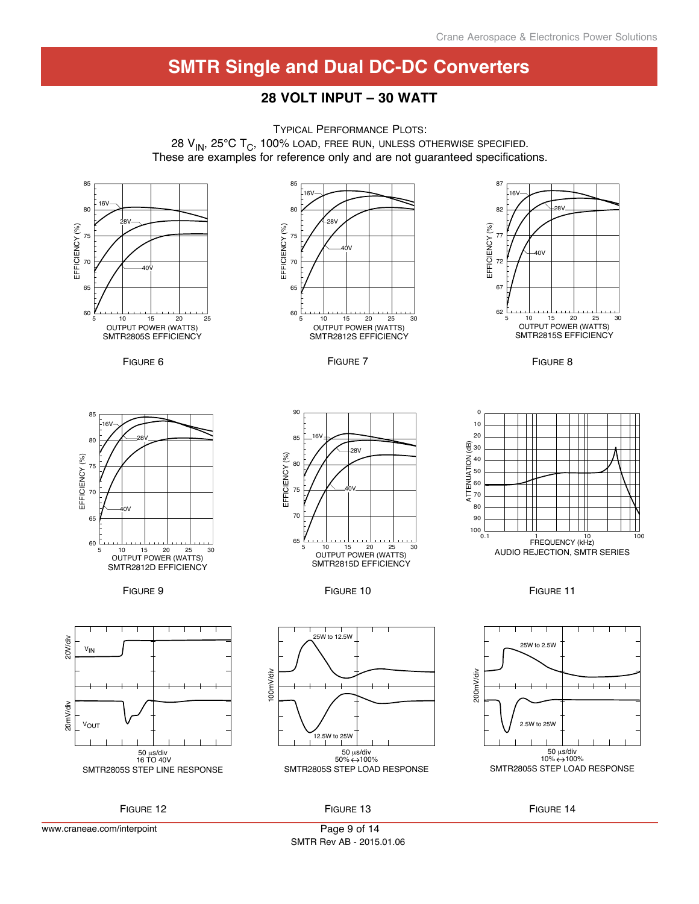# SMTR Single and Dual DC-DC Converters

## 28 VOLT INPUT – 30 WATT

TYPICAL PERFORMANCE PLOTS:
28 $V_{IN}$, 25°C $T_C$, 100% LOAD, FREE RUN, UNLESS OTHERWISE SPECIFIED.
These are examples for reference only and are not guaranteed specifications.

SMTR2805S EFFICIENCY

FIGURE 6

SMTR2812S EFFICIENCY

FIGURE 7

SMTR2815S EFFICIENCY

FIGURE 8

SMTR2812D EFFICIENCY

FIGURE 9

SMTR2815D EFFICIENCY

FIGURE 10

AUDIO REJECTION, SMTR SERIES

FIGURE 11

SMTR2805S STEP LINE RESPONSE

FIGURE 12

SMTR2805S STEP LOAD RESPONSE

FIGURE 13

SMTR2805S STEP LOAD RESPONSE

FIGURE 14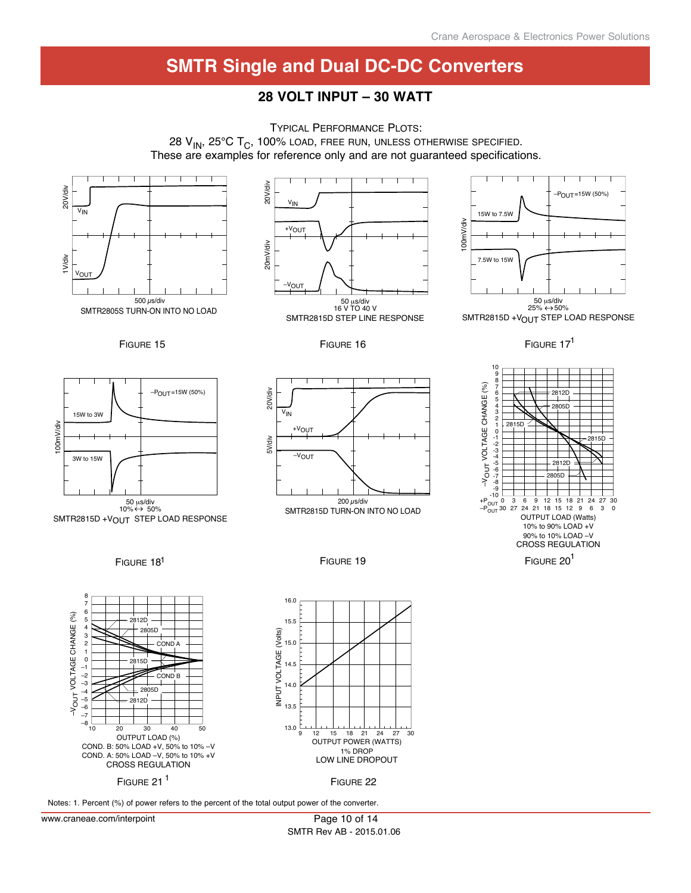# SMTR Single and Dual DC-DC Converters

## 28 VOLT INPUT – 30 WATT

TYPICAL PERFORMANCE PLOTS:
28 $V_{IN}$, 25°C $T_C$, 100% LOAD, FREE RUN, UNLESS OTHERWISE SPECIFIED.
These are examples for reference only and are not guaranteed specifications.

500 μs/div
SMTR2805S TURN-ON INTO NO LOAD

FIGURE 15

50 μs/div
16 V TO 40 V
SMTR2815D STEP LINE RESPONSE

FIGURE 16

50 μs/div
25% ↔ 50%
SMTR2815D $+V_{OUT}$ STEP LOAD RESPONSE

FIGURE 17[1]

50 μs/div
10% ↔ 50%
SMTR2815D $+V_{OUT}$ STEP LOAD RESPONSE

FIGURE 18[1]

200 μs/div
SMTR2815D TURN-ON INTO NO LOAD

FIGURE 19

OUTPUT LOAD (Watts)
10% to 90% LOAD +V
90% to 10% LOAD –V
CROSS REGULATION

FIGURE 20[1]

OUTPUT LOAD (%)
COND. B: 50% LOAD +V, 50% to 10% –V
COND. A: 50% LOAD –V, 50% to 10% +V
CROSS REGULATION

FIGURE 21[1]

OUTPUT POWER (WATTS)
1% DROP
LOW LINE DROPOUT

FIGURE 22

Notes: 1. Percent (%) of power refers to the percent of the total output power of the converter.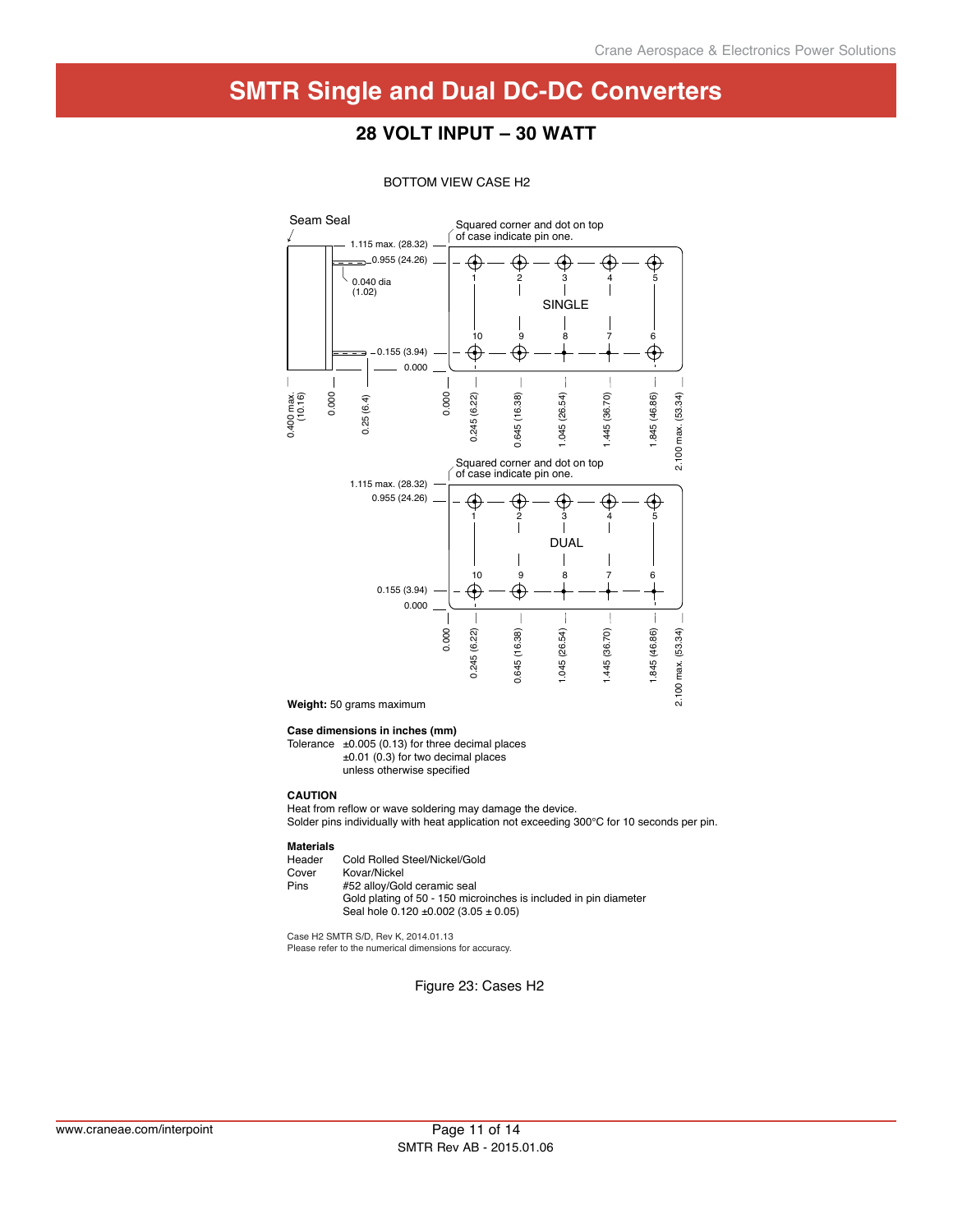# SMTR Single and Dual DC-DC Converters

## 28 VOLT INPUT – 30 WATT

BOTTOM VIEW CASE H2

Seam Seal

Squared corner and dot on top of case indicate pin one.

1.115 max. (28.32)

0.955 (24.26)

0.040 dia (1.02)

0.155 (3.94)

0.000

SINGLE

1 2 3 4 5

10 9 8 7 6

0.400 max. (10.16) | 0.000 | 0.25 (6.4)

0.000 | 0.245 (6.22) | 0.645 (16.38) | 1.045 (26.54) | 1.445 (36.70) | 1.845 (46.86) | 2.100 max. (53.34)

Squared corner and dot on top of case indicate pin one.

1.115 max. (28.32)

0.955 (24.26)

0.155 (3.94)

0.000

DUAL

1 2 3 4 5

10 9 8 7 6

0.000 | 0.245 (6.22) | 0.645 (16.38) | 1.045 (26.54) | 1.445 (36.70) | 1.845 (46.86) | 2.100 max. (53.34)

**Weight:** 50 grams maximum

**Case dimensions in inches (mm)**

Tolerance ±0.005 (0.13) for three decimal places
±0.01 (0.3) for two decimal places
unless otherwise specified

**CAUTION**

Heat from reflow or wave soldering may damage the device.
Solder pins individually with heat application not exceeding 300°C for 10 seconds per pin.

**Materials**

| | |
|---|---|
| Header | Cold Rolled Steel/Nickel/Gold |
| Cover | Kovar/Nickel |
| Pins | #52 alloy/Gold ceramic seal<br>Gold plating of 50 - 150 microinches is included in pin diameter<br>Seal hole 0.120 ±0.002 (3.05 ± 0.05) |

Case H2 SMTR S/D, Rev K, 2014.01.13
Please refer to the numerical dimensions for accuracy.

Figure 23: Cases H2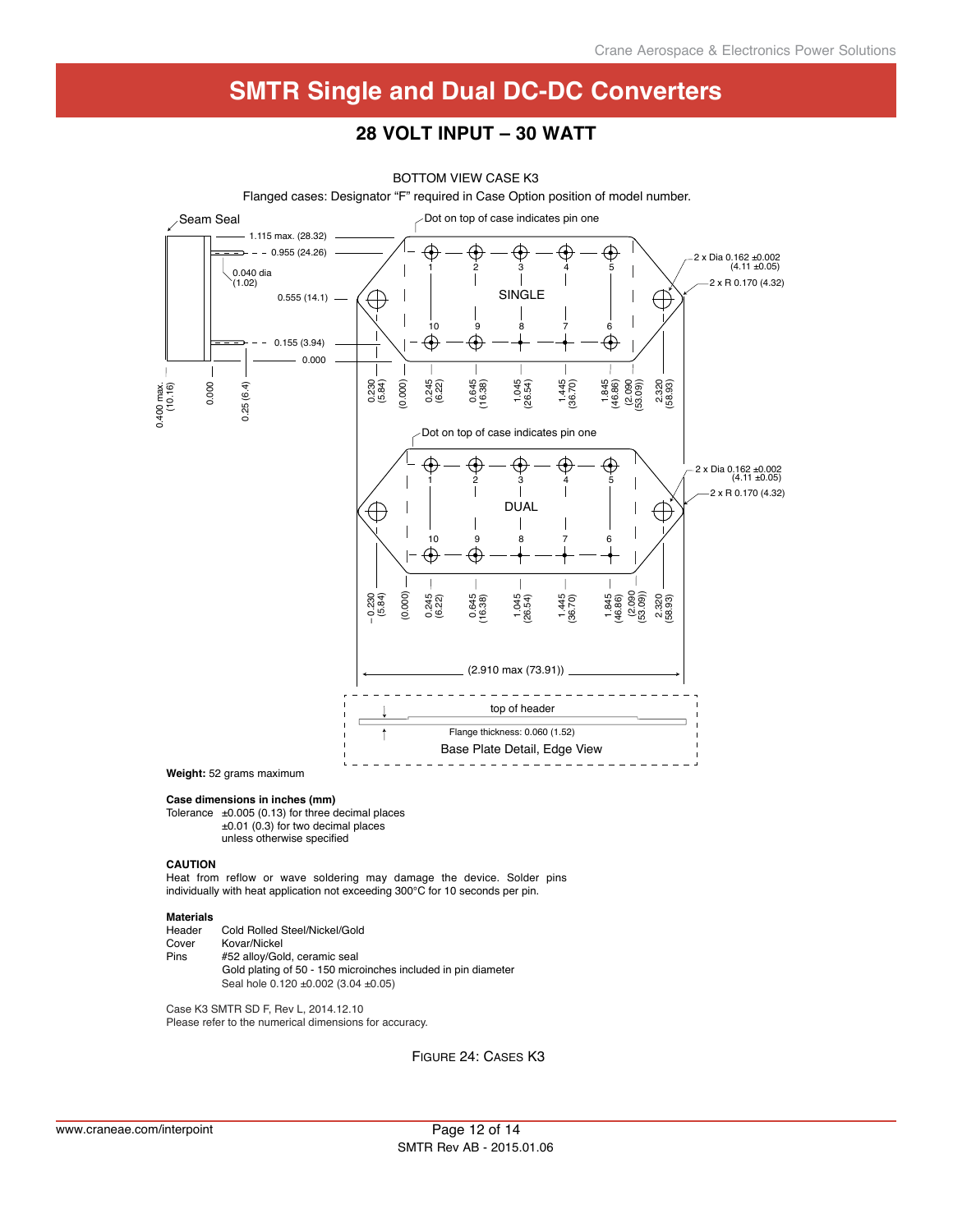# SMTR Single and Dual DC-DC Converters

## 28 VOLT INPUT – 30 WATT

BOTTOM VIEW CASE K3

Flanged cases: Designator "F" required in Case Option position of model number.

Seam Seal

Dot on top of case indicates pin one

1.115 max. (28.32)

0.955 (24.26)

0.040 dia (1.02)

0.555 (14.1)

0.155 (3.94)

0.000

0.400 max. (10.16)

0.000

0.25 (6.4)

2 x Dia 0.162 ±0.002 (4.11 ±0.05)

2 x R 0.170 (4.32)

SINGLE

0.230 (5.84) (0.000) 0.245 (6.22) 0.645 (16.38) 1.045 (26.54) 1.445 (36.70) 1.845 (46.86) (2.090 (53.09)) 2.320 (58.93)

Dot on top of case indicates pin one

DUAL

2 x Dia 0.162 ±0.002 (4.11 ±0.05)

2 x R 0.170 (4.32)

– 0.230 (5.84) (0.000) 0.245 (6.22) 0.645 (16.38) 1.045 (26.54) 1.445 (36.70) 1.845 (46.86) (2.090 (53.09)) 2.320 (58.93)

(2.910 max (73.91))

top of header

Flange thickness: 0.060 (1.52)

Base Plate Detail, Edge View

**Weight:** 52 grams maximum

**Case dimensions in inches (mm)**

Tolerance ±0.005 (0.13) for three decimal places
±0.01 (0.3) for two decimal places
unless otherwise specified

**CAUTION**

Heat from reflow or wave soldering may damage the device. Solder pins individually with heat application not exceeding 300°C for 10 seconds per pin.

**Materials**

| | |
|---|---|
| Header | Cold Rolled Steel/Nickel/Gold |
| Cover | Kovar/Nickel |
| Pins | #52 alloy/Gold, ceramic seal<br>Gold plating of 50 - 150 microinches included in pin diameter<br>Seal hole 0.120 ±0.002 (3.04 ±0.05) |

Case K3 SMTR SD F, Rev L, 2014.12.10
Please refer to the numerical dimensions for accuracy.

FIGURE 24: CASES K3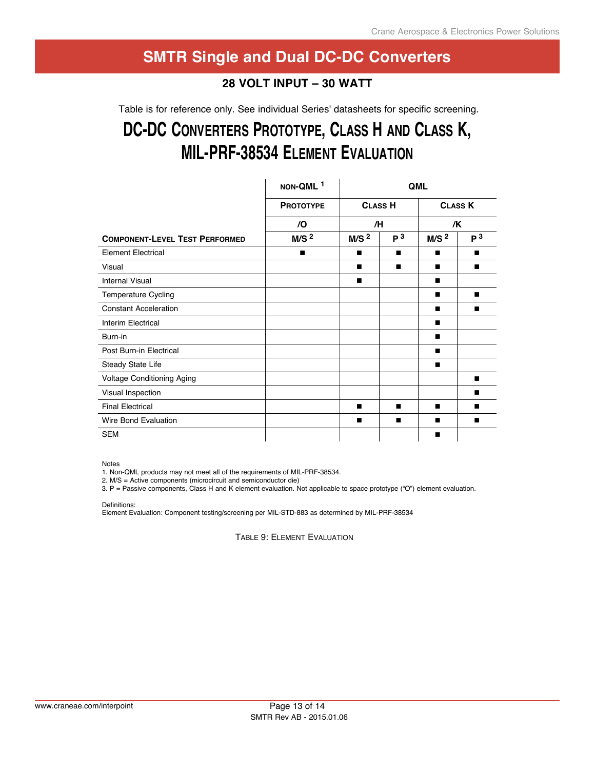# SMTR Single and Dual DC-DC Converters

## 28 VOLT INPUT – 30 WATT

Table is for reference only. See individual Series' datasheets for specific screening.

## DC-DC Converters Prototype, Class H and Class K, MIL-PRF-38534 Element Evaluation

| | NON-QML [1] | QML | | | |
|---|---|---|---|---|---|
| | PROTOTYPE | CLASS H | | CLASS K | |
| | /O | /H | | /K | |
| COMPONENT-LEVEL TEST PERFORMED | M/S [2] | M/S [2] | P [3] | M/S [2] | P [3] |
| Element Electrical | ■ | ■ | ■ | ■ | ■ |
| Visual | | ■ | ■ | ■ | ■ |
| Internal Visual | | ■ | | ■ | |
| Temperature Cycling | | | | ■ | ■ |
| Constant Acceleration | | | | ■ | ■ |
| Interim Electrical | | | | ■ | |
| Burn-in | | | | ■ | |
| Post Burn-in Electrical | | | | ■ | |
| Steady State Life | | | | ■ | |
| Voltage Conditioning Aging | | | | | ■ |
| Visual Inspection | | | | | ■ |
| Final Electrical | | ■ | ■ | ■ | ■ |
| Wire Bond Evaluation | | ■ | ■ | ■ | ■ |
| SEM | | | | ■ | |

Notes
1. Non-QML products may not meet all of the requirements of MIL-PRF-38534.
2. M/S = Active components (microcircuit and semiconductor die)
3. P = Passive components, Class H and K element evaluation. Not applicable to space prototype ("O") element evaluation.

Definitions:
Element Evaluation: Component testing/screening per MIL-STD-883 as determined by MIL-PRF-38534

TABLE 9: ELEMENT EVALUATION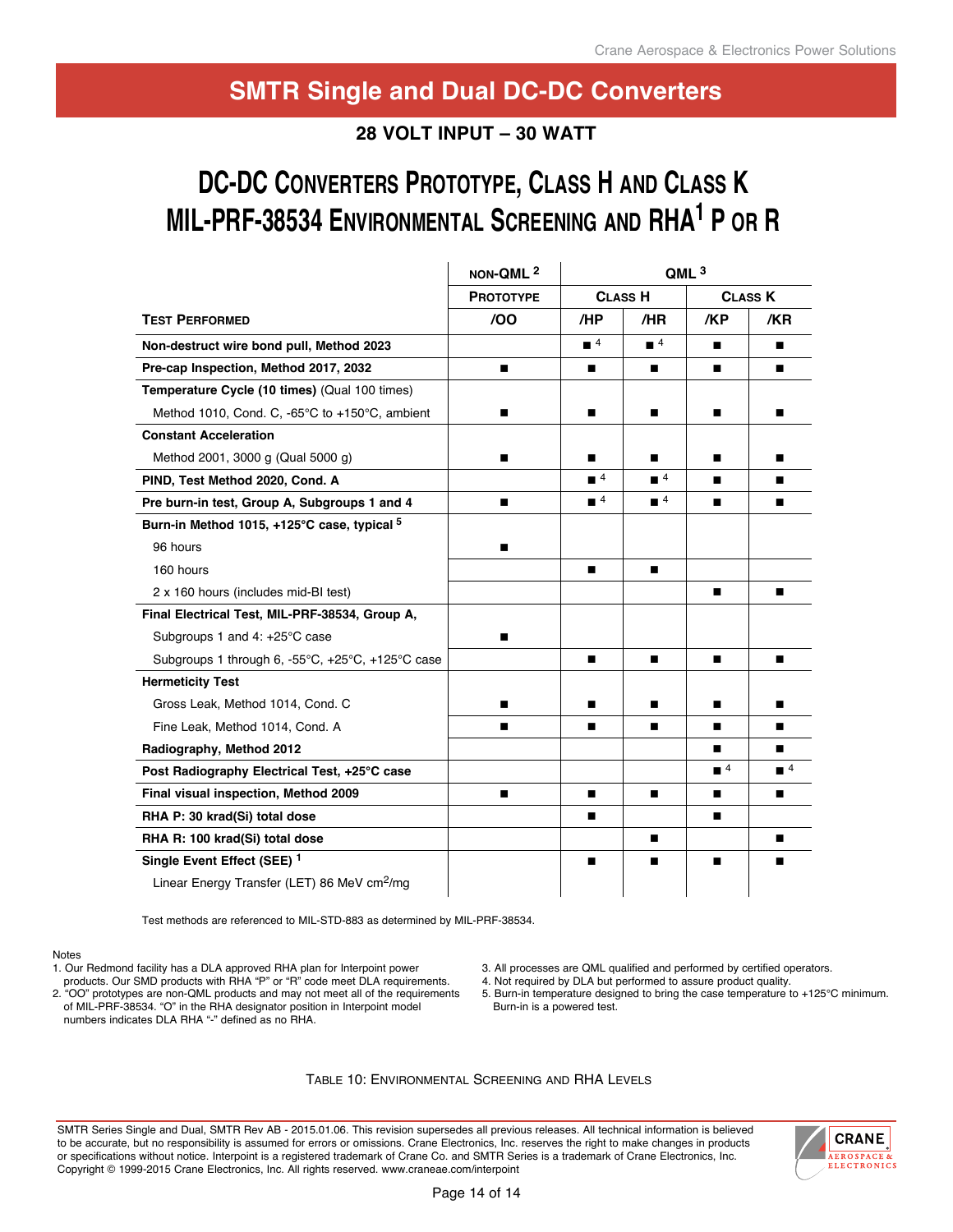# SMTR Single and Dual DC-DC Converters

## 28 VOLT INPUT – 30 WATT

## DC-DC Converters Prototype, Class H and Class K MIL-PRF-38534 Environmental Screening and RHA[1] P or R

| | NON-QML [2] | QML [3] | | | |
|---|---|---|---|---|---|
| | PROTOTYPE | CLASS H | | CLASS K | |
| TEST PERFORMED | /OO | /HP | /HR | /KP | /KR |
| **Non-destruct wire bond pull, Method 2023** | | ■ [4] | ■ [4] | ■ | ■ |
| **Pre-cap Inspection, Method 2017, 2032** | ■ | ■ | ■ | ■ | ■ |
| **Temperature Cycle (10 times)** (Qual 100 times) | | | | | |
| Method 1010, Cond. C, -65°C to +150°C, ambient | ■ | ■ | ■ | ■ | ■ |
| **Constant Acceleration** | | | | | |
| Method 2001, 3000 g (Qual 5000 g) | ■ | ■ | ■ | ■ | ■ |
| **PIND, Test Method 2020, Cond. A** | | ■ [4] | ■ [4] | ■ | ■ |
| **Pre burn-in test, Group A, Subgroups 1 and 4** | ■ | ■ [4] | ■ [4] | ■ | ■ |
| **Burn-in Method 1015, +125°C case, typical [5]** | | | | | |
| 96 hours | ■ | | | | |
| 160 hours | | ■ | ■ | | |
| 2 x 160 hours (includes mid-BI test) | | | | ■ | ■ |
| **Final Electrical Test, MIL-PRF-38534, Group A,** | | | | | |
| Subgroups 1 and 4: +25°C case | ■ | | | | |
| Subgroups 1 through 6, -55°C, +25°C, +125°C case | | ■ | ■ | ■ | ■ |
| **Hermeticity Test** | | | | | |
| Gross Leak, Method 1014, Cond. C | ■ | ■ | ■ | ■ | ■ |
| Fine Leak, Method 1014, Cond. A | ■ | ■ | ■ | ■ | ■ |
| **Radiography, Method 2012** | | | | ■ | ■ |
| **Post Radiography Electrical Test, +25°C case** | | | | ■ [4] | ■ [4] |
| **Final visual inspection, Method 2009** | ■ | ■ | ■ | ■ | ■ |
| **RHA P: 30 krad(Si) total dose** | | ■ | | ■ | |
| **RHA R: 100 krad(Si) total dose** | | | ■ | | ■ |
| **Single Event Effect (SEE) [1]** | | ■ | ■ | ■ | ■ |
| Linear Energy Transfer (LET) 86 MeV $cm^2$/mg | | | | | |

Test methods are referenced to MIL-STD-883 as determined by MIL-PRF-38534.

Notes

1. Our Redmond facility has a DLA approved RHA plan for Interpoint power products. Our SMD products with RHA "P" or "R" code meet DLA requirements.
2. "OO" prototypes are non-QML products and may not meet all of the requirements of MIL-PRF-38534. "O" in the RHA designator position in Interpoint model numbers indicates DLA RHA "-" defined as no RHA.
3. All processes are QML qualified and performed by certified operators.
4. Not required by DLA but performed to assure product quality.
5. Burn-in temperature designed to bring the case temperature to +125°C minimum. Burn-in is a powered test.

Table 10: Environmental Screening and RHA Levels

SMTR Series Single and Dual, SMTR Rev AB - 2015.01.06. This revision supersedes all previous releases. All technical information is believed to be accurate, but no responsibility is assumed for errors or omissions. Crane Electronics, Inc. reserves the right to make changes in products or specifications without notice. Interpoint is a registered trademark of Crane Co. and SMTR Series is a trademark of Crane Electronics, Inc. Copyright © 1999-2015 Crane Electronics, Inc. All rights reserved. www.craneae.com/interpoint